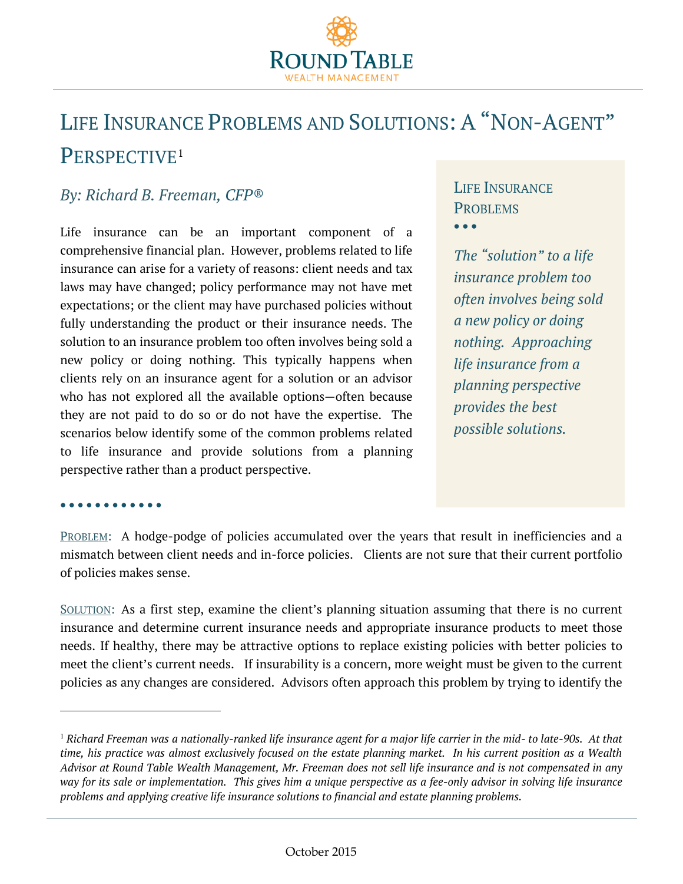ROUND TABLE
WEALTH MANAGEMENT

# Life Insurance Problems and Solutions: A "Non-Agent" Perspective[1]

*By: Richard B. Freeman, CFP®*

Life insurance can be an important component of a comprehensive financial plan. However, problems related to life insurance can arise for a variety of reasons: client needs and tax laws may have changed; policy performance may not have met expectations; or the client may have purchased policies without fully understanding the product or their insurance needs. The solution to an insurance problem too often involves being sold a new policy or doing nothing. This typically happens when clients rely on an insurance agent for a solution or an advisor who has not explored all the available options—often because they are not paid to do so or do not have the expertise. The scenarios below identify some of the common problems related to life insurance and provide solutions from a planning perspective rather than a product perspective.

> **Life Insurance Problems**
>
> *The "solution" to a life insurance problem too often involves being sold a new policy or doing nothing. Approaching life insurance from a planning perspective provides the best possible solutions.*

PROBLEM: A hodge-podge of policies accumulated over the years that result in inefficiencies and a mismatch between client needs and in-force policies. Clients are not sure that their current portfolio of policies makes sense.

SOLUTION: As a first step, examine the client's planning situation assuming that there is no current insurance and determine current insurance needs and appropriate insurance products to meet those needs. If healthy, there may be attractive options to replace existing policies with better policies to meet the client's current needs. If insurability is a concern, more weight must be given to the current policies as any changes are considered. Advisors often approach this problem by trying to identify the

---

[1] *Richard Freeman was a nationally-ranked life insurance agent for a major life carrier in the mid- to late-90s. At that time, his practice was almost exclusively focused on the estate planning market. In his current position as a Wealth Advisor at Round Table Wealth Management, Mr. Freeman does not sell life insurance and is not compensated in any way for its sale or implementation. This gives him a unique perspective as a fee-only advisor in solving life insurance problems and applying creative life insurance solutions to financial and estate planning problems.*

October 2015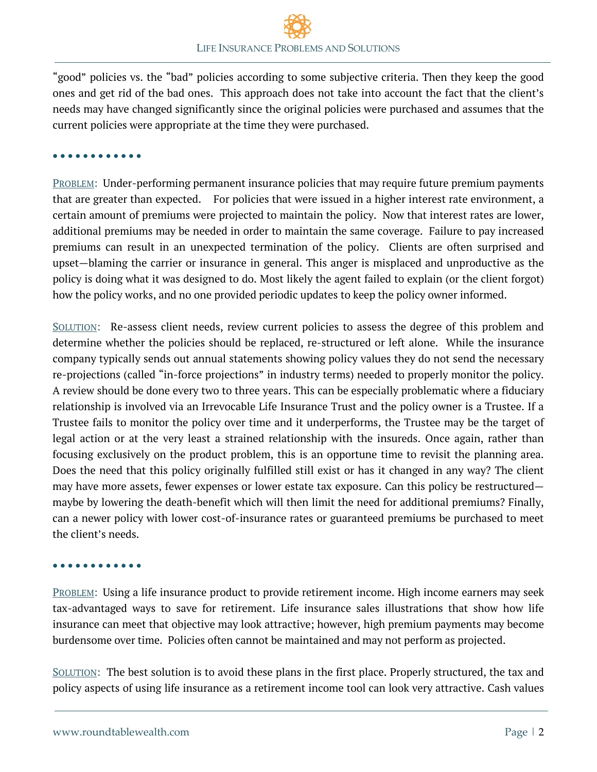"good" policies vs. the "bad" policies according to some subjective criteria. Then they keep the good ones and get rid of the bad ones. This approach does not take into account the fact that the client's needs may have changed significantly since the original policies were purchased and assumes that the current policies were appropriate at the time they were purchased.

• • • • • • • • • • • •

PROBLEM: Under-performing permanent insurance policies that may require future premium payments that are greater than expected. For policies that were issued in a higher interest rate environment, a certain amount of premiums were projected to maintain the policy. Now that interest rates are lower, additional premiums may be needed in order to maintain the same coverage. Failure to pay increased premiums can result in an unexpected termination of the policy. Clients are often surprised and upset—blaming the carrier or insurance in general. This anger is misplaced and unproductive as the policy is doing what it was designed to do. Most likely the agent failed to explain (or the client forgot) how the policy works, and no one provided periodic updates to keep the policy owner informed.

SOLUTION: Re-assess client needs, review current policies to assess the degree of this problem and determine whether the policies should be replaced, re-structured or left alone. While the insurance company typically sends out annual statements showing policy values they do not send the necessary re-projections (called "in-force projections" in industry terms) needed to properly monitor the policy. A review should be done every two to three years. This can be especially problematic where a fiduciary relationship is involved via an Irrevocable Life Insurance Trust and the policy owner is a Trustee. If a Trustee fails to monitor the policy over time and it underperforms, the Trustee may be the target of legal action or at the very least a strained relationship with the insureds. Once again, rather than focusing exclusively on the product problem, this is an opportune time to revisit the planning area. Does the need that this policy originally fulfilled still exist or has it changed in any way? The client may have more assets, fewer expenses or lower estate tax exposure. Can this policy be restructured—maybe by lowering the death-benefit which will then limit the need for additional premiums? Finally, can a newer policy with lower cost-of-insurance rates or guaranteed premiums be purchased to meet the client's needs.

• • • • • • • • • • • •

PROBLEM: Using a life insurance product to provide retirement income. High income earners may seek tax-advantaged ways to save for retirement. Life insurance sales illustrations that show how life insurance can meet that objective may look attractive; however, high premium payments may become burdensome over time. Policies often cannot be maintained and may not perform as projected.

SOLUTION: The best solution is to avoid these plans in the first place. Properly structured, the tax and policy aspects of using life insurance as a retirement income tool can look very attractive. Cash values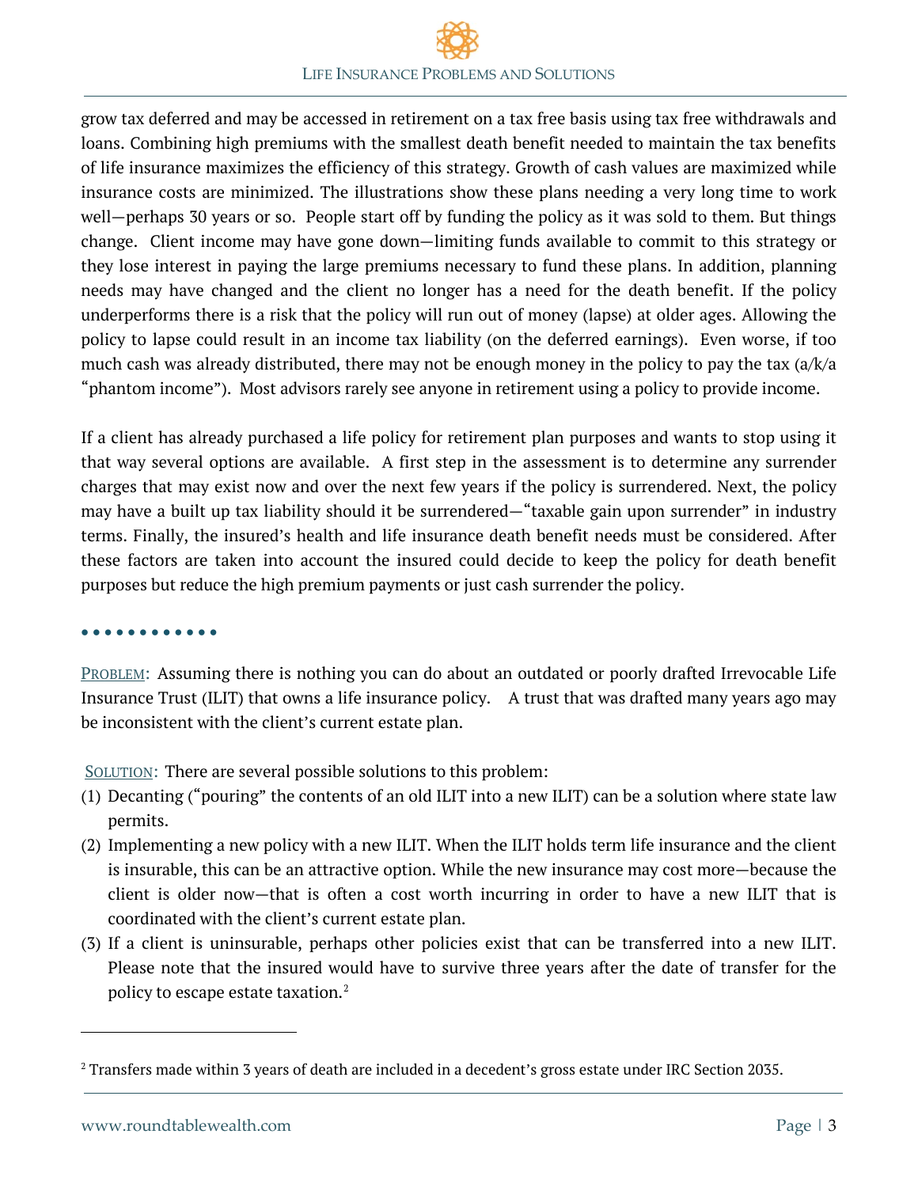grow tax deferred and may be accessed in retirement on a tax free basis using tax free withdrawals and loans. Combining high premiums with the smallest death benefit needed to maintain the tax benefits of life insurance maximizes the efficiency of this strategy. Growth of cash values are maximized while insurance costs are minimized. The illustrations show these plans needing a very long time to work well—perhaps 30 years or so. People start off by funding the policy as it was sold to them. But things change. Client income may have gone down—limiting funds available to commit to this strategy or they lose interest in paying the large premiums necessary to fund these plans. In addition, planning needs may have changed and the client no longer has a need for the death benefit. If the policy underperforms there is a risk that the policy will run out of money (lapse) at older ages. Allowing the policy to lapse could result in an income tax liability (on the deferred earnings). Even worse, if too much cash was already distributed, there may not be enough money in the policy to pay the tax (a/k/a "phantom income"). Most advisors rarely see anyone in retirement using a policy to provide income.

If a client has already purchased a life policy for retirement plan purposes and wants to stop using it that way several options are available. A first step in the assessment is to determine any surrender charges that may exist now and over the next few years if the policy is surrendered. Next, the policy may have a built up tax liability should it be surrendered—"taxable gain upon surrender" in industry terms. Finally, the insured's health and life insurance death benefit needs must be considered. After these factors are taken into account the insured could decide to keep the policy for death benefit purposes but reduce the high premium payments or just cash surrender the policy.

• • • • • • • • • • • •

PROBLEM: Assuming there is nothing you can do about an outdated or poorly drafted Irrevocable Life Insurance Trust (ILIT) that owns a life insurance policy. A trust that was drafted many years ago may be inconsistent with the client's current estate plan.

SOLUTION: There are several possible solutions to this problem:

(1) Decanting ("pouring" the contents of an old ILIT into a new ILIT) can be a solution where state law permits.
(2) Implementing a new policy with a new ILIT. When the ILIT holds term life insurance and the client is insurable, this can be an attractive option. While the new insurance may cost more—because the client is older now—that is often a cost worth incurring in order to have a new ILIT that is coordinated with the client's current estate plan.
(3) If a client is uninsurable, perhaps other policies exist that can be transferred into a new ILIT. Please note that the insured would have to survive three years after the date of transfer for the policy to escape estate taxation.[2]

---

[2] Transfers made within 3 years of death are included in a decedent's gross estate under IRC Section 2035.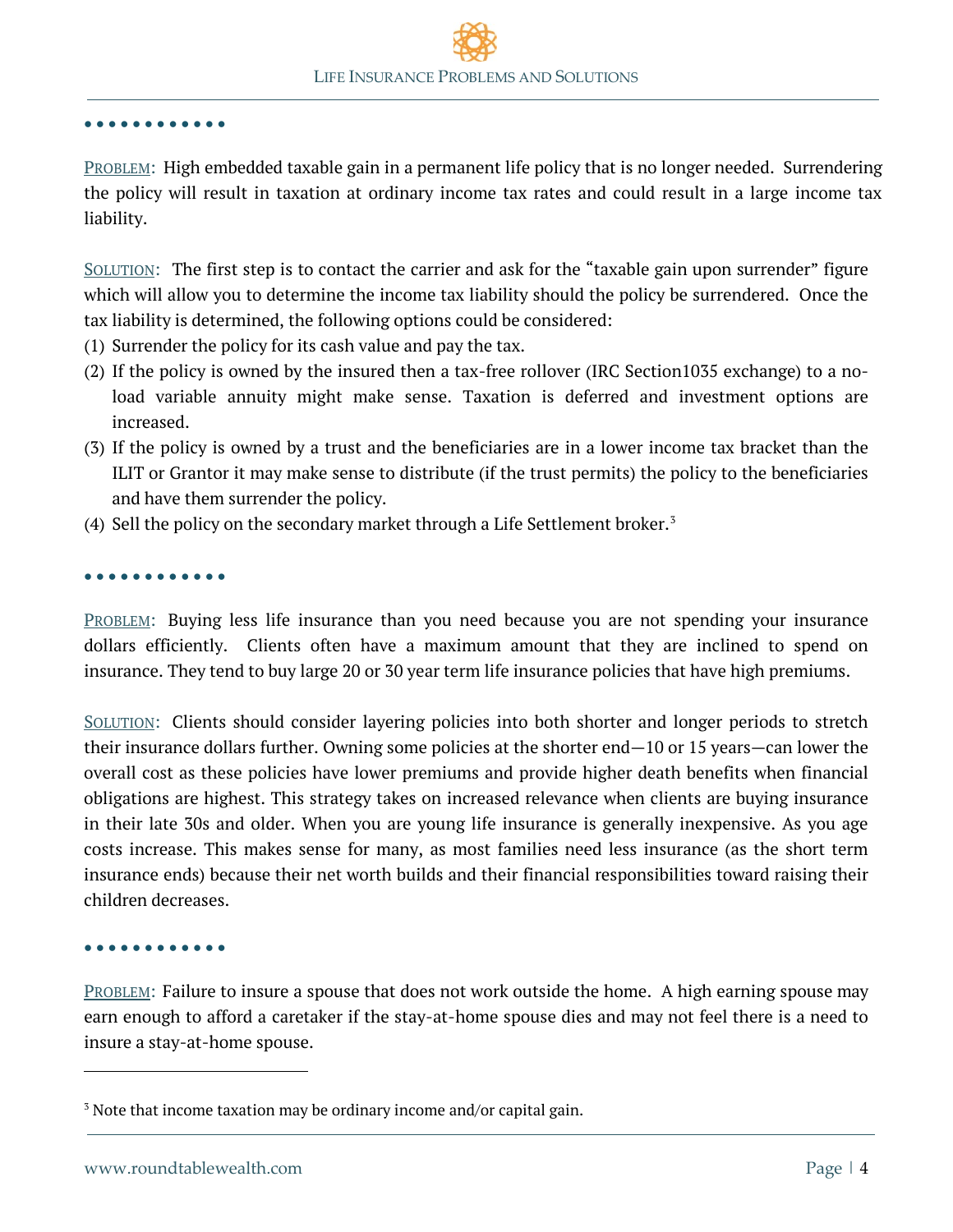• • • • • • • • • • • •

PROBLEM: High embedded taxable gain in a permanent life policy that is no longer needed. Surrendering the policy will result in taxation at ordinary income tax rates and could result in a large income tax liability.

SOLUTION: The first step is to contact the carrier and ask for the "taxable gain upon surrender" figure which will allow you to determine the income tax liability should the policy be surrendered. Once the tax liability is determined, the following options could be considered:

(1) Surrender the policy for its cash value and pay the tax.

(2) If the policy is owned by the insured then a tax-free rollover (IRC Section1035 exchange) to a no-load variable annuity might make sense. Taxation is deferred and investment options are increased.

(3) If the policy is owned by a trust and the beneficiaries are in a lower income tax bracket than the ILIT or Grantor it may make sense to distribute (if the trust permits) the policy to the beneficiaries and have them surrender the policy.

(4) Sell the policy on the secondary market through a Life Settlement broker.[3]

• • • • • • • • • • • •

PROBLEM: Buying less life insurance than you need because you are not spending your insurance dollars efficiently. Clients often have a maximum amount that they are inclined to spend on insurance. They tend to buy large 20 or 30 year term life insurance policies that have high premiums.

SOLUTION: Clients should consider layering policies into both shorter and longer periods to stretch their insurance dollars further. Owning some policies at the shorter end—10 or 15 years—can lower the overall cost as these policies have lower premiums and provide higher death benefits when financial obligations are highest. This strategy takes on increased relevance when clients are buying insurance in their late 30s and older. When you are young life insurance is generally inexpensive. As you age costs increase. This makes sense for many, as most families need less insurance (as the short term insurance ends) because their net worth builds and their financial responsibilities toward raising their children decreases.

• • • • • • • • • • • •

PROBLEM: Failure to insure a spouse that does not work outside the home. A high earning spouse may earn enough to afford a caretaker if the stay-at-home spouse dies and may not feel there is a need to insure a stay-at-home spouse.

---

[3] Note that income taxation may be ordinary income and/or capital gain.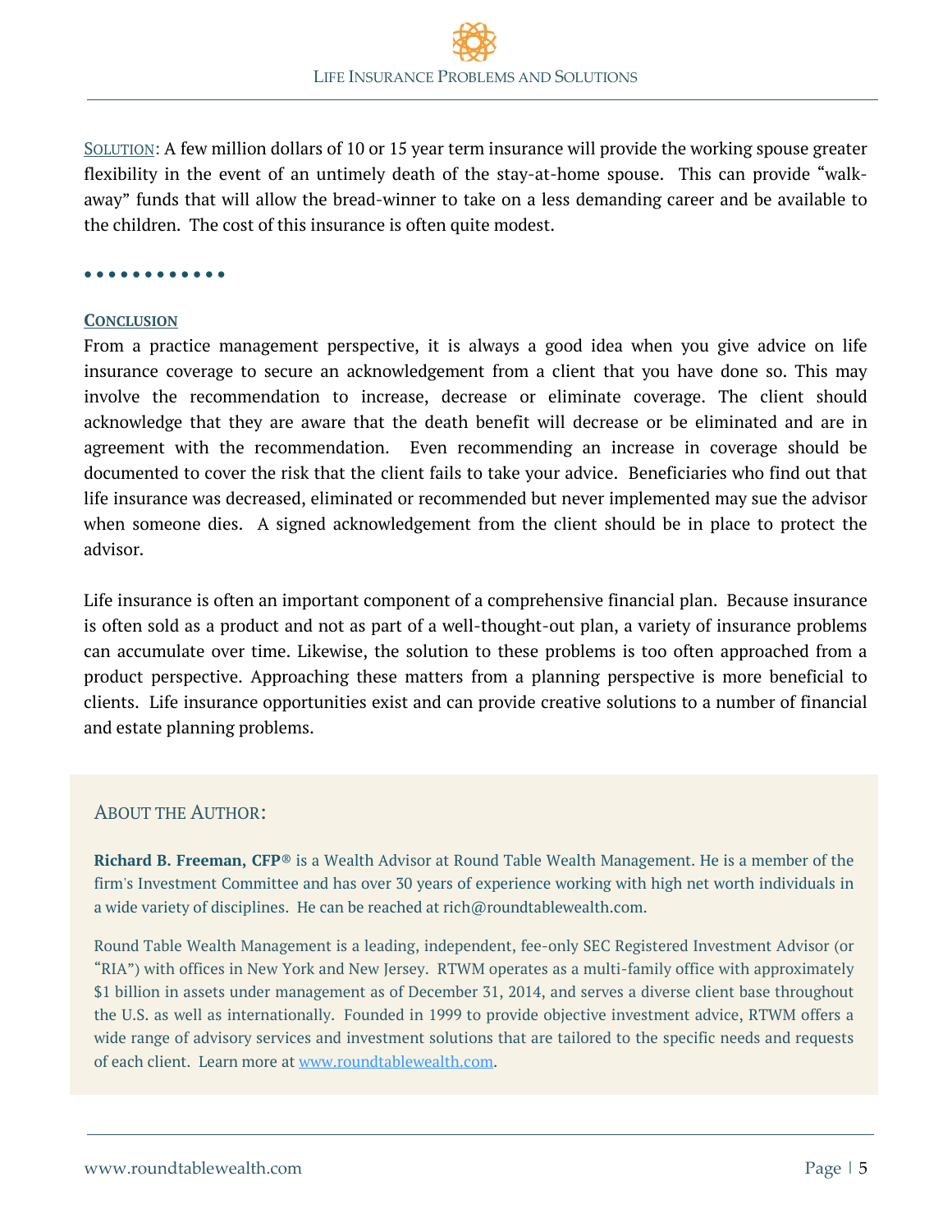SOLUTION: A few million dollars of 10 or 15 year term insurance will provide the working spouse greater flexibility in the event of an untimely death of the stay-at-home spouse. This can provide "walk-away" funds that will allow the bread-winner to take on a less demanding career and be available to the children. The cost of this insurance is often quite modest.

• • • • • • • • • • • •

## CONCLUSION

From a practice management perspective, it is always a good idea when you give advice on life insurance coverage to secure an acknowledgement from a client that you have done so. This may involve the recommendation to increase, decrease or eliminate coverage. The client should acknowledge that they are aware that the death benefit will decrease or be eliminated and are in agreement with the recommendation. Even recommending an increase in coverage should be documented to cover the risk that the client fails to take your advice. Beneficiaries who find out that life insurance was decreased, eliminated or recommended but never implemented may sue the advisor when someone dies. A signed acknowledgement from the client should be in place to protect the advisor.

Life insurance is often an important component of a comprehensive financial plan. Because insurance is often sold as a product and not as part of a well-thought-out plan, a variety of insurance problems can accumulate over time. Likewise, the solution to these problems is too often approached from a product perspective. Approaching these matters from a planning perspective is more beneficial to clients. Life insurance opportunities exist and can provide creative solutions to a number of financial and estate planning problems.

### ABOUT THE AUTHOR:

**Richard B. Freeman, CFP®** is a Wealth Advisor at Round Table Wealth Management. He is a member of the firm's Investment Committee and has over 30 years of experience working with high net worth individuals in a wide variety of disciplines. He can be reached at rich@roundtablewealth.com.

Round Table Wealth Management is a leading, independent, fee-only SEC Registered Investment Advisor (or "RIA") with offices in New York and New Jersey. RTWM operates as a multi-family office with approximately $1 billion in assets under management as of December 31, 2014, and serves a diverse client base throughout the U.S. as well as internationally. Founded in 1999 to provide objective investment advice, RTWM offers a wide range of advisory services and investment solutions that are tailored to the specific needs and requests of each client. Learn more at www.roundtablewealth.com.